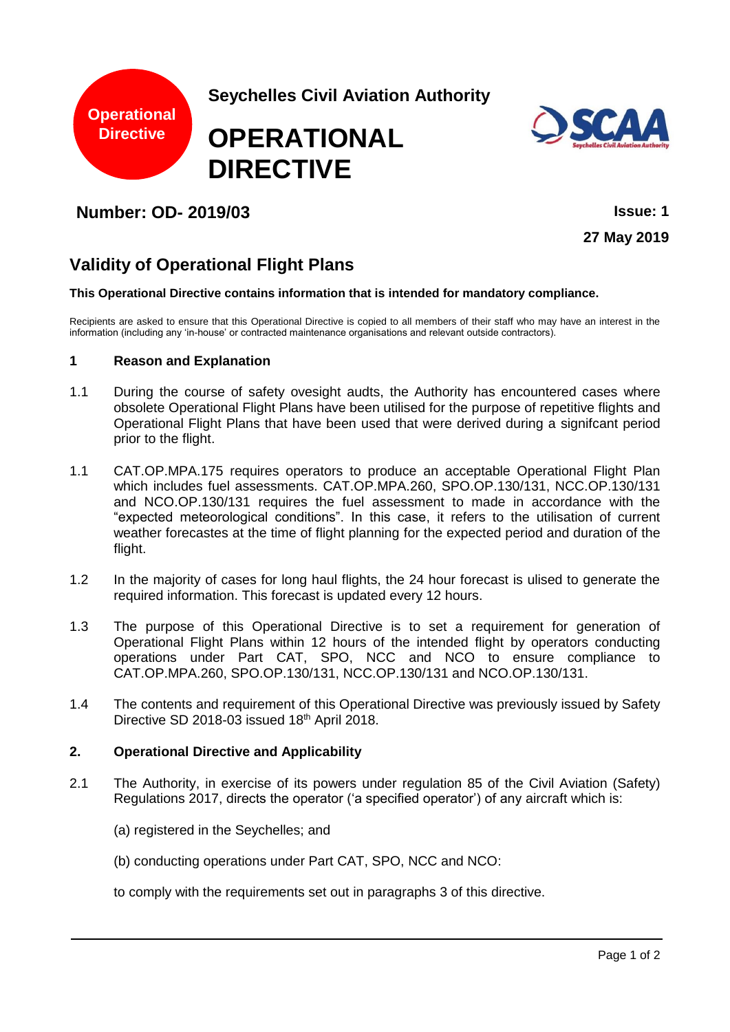Operational Directive

Seychelles Civil Aviation Authority

# OPERATIONAL DIRECTIVE

## Number: OD- 2019/03

**Issue: 1**

**27 May 2019**

## Validity of Operational Flight Plans

**This Operational Directive contains information that is intended for mandatory compliance.**

Recipients are asked to ensure that this Operational Directive is copied to all members of their staff who may have an interest in the information (including any 'in-house' or contracted maintenance organisations and relevant outside contractors).

### 1 Reason and Explanation

1.1 During the course of safety ovesight audts, the Authority has encountered cases where obsolete Operational Flight Plans have been utilised for the purpose of repetitive flights and Operational Flight Plans that have been used that were derived during a signifcant period prior to the flight.

1.1 CAT.OP.MPA.175 requires operators to produce an acceptable Operational Flight Plan which includes fuel assessments. CAT.OP.MPA.260, SPO.OP.130/131, NCC.OP.130/131 and NCO.OP.130/131 requires the fuel assessment to made in accordance with the "expected meteorological conditions". In this case, it refers to the utilisation of current weather forecastes at the time of flight planning for the expected period and duration of the flight.

1.2 In the majority of cases for long haul flights, the 24 hour forecast is ulised to generate the required information. This forecast is updated every 12 hours.

1.3 The purpose of this Operational Directive is to set a requirement for generation of Operational Flight Plans within 12 hours of the intended flight by operators conducting operations under Part CAT, SPO, NCC and NCO to ensure compliance to CAT.OP.MPA.260, SPO.OP.130/131, NCC.OP.130/131 and NCO.OP.130/131.

1.4 The contents and requirement of this Operational Directive was previously issued by Safety Directive SD 2018-03 issued 18th April 2018.

### 2. Operational Directive and Applicability

2.1 The Authority, in exercise of its powers under regulation 85 of the Civil Aviation (Safety) Regulations 2017, directs the operator ('a specified operator') of any aircraft which is:

(a) registered in the Seychelles; and

(b) conducting operations under Part CAT, SPO, NCC and NCO:

to comply with the requirements set out in paragraphs 3 of this directive.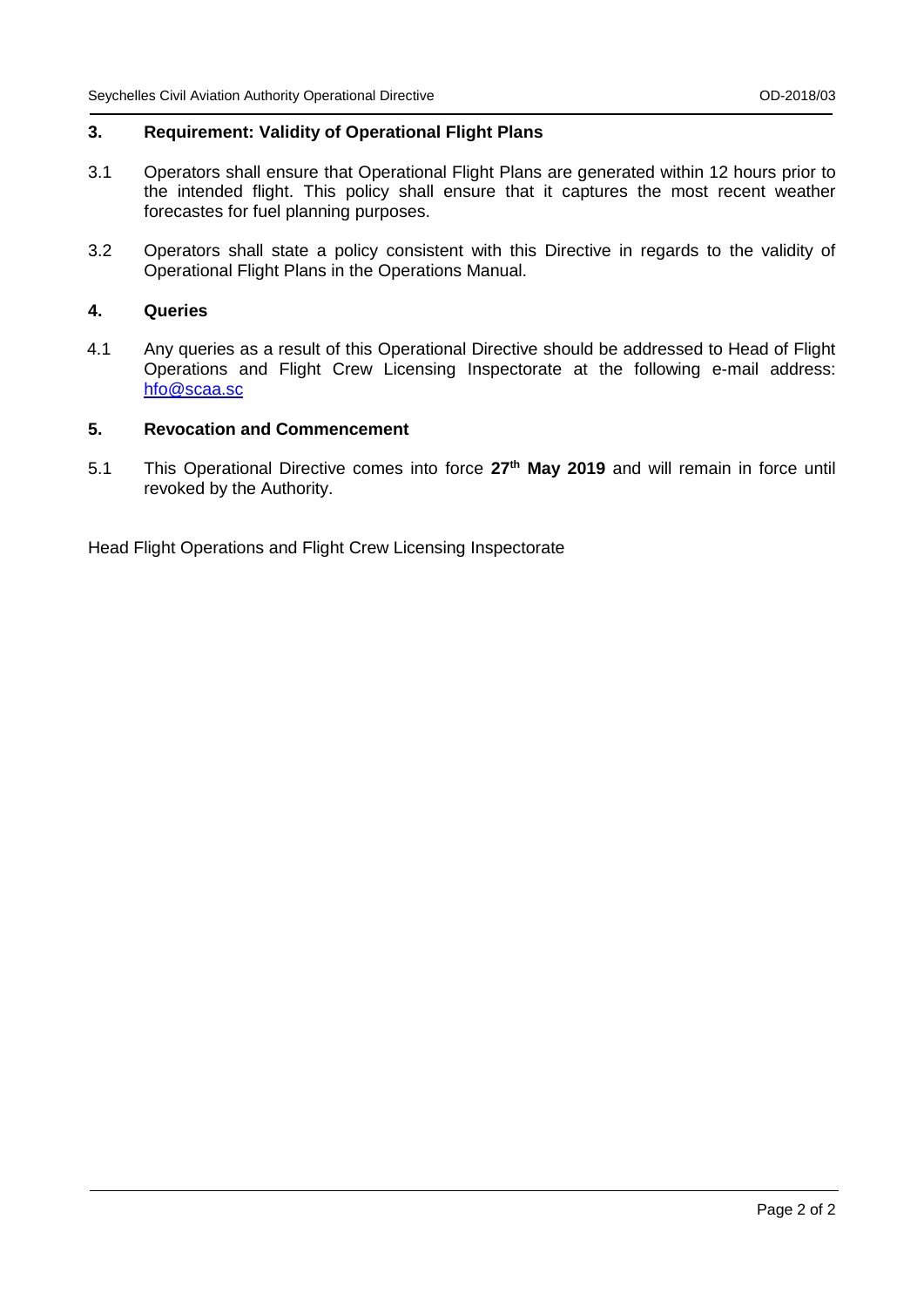## 3. Requirement: Validity of Operational Flight Plans

3.1 Operators shall ensure that Operational Flight Plans are generated within 12 hours prior to the intended flight. This policy shall ensure that it captures the most recent weather forecastes for fuel planning purposes.

3.2 Operators shall state a policy consistent with this Directive in regards to the validity of Operational Flight Plans in the Operations Manual.

## 4. Queries

4.1 Any queries as a result of this Operational Directive should be addressed to Head of Flight Operations and Flight Crew Licensing Inspectorate at the following e-mail address: hfo@scaa.sc

## 5. Revocation and Commencement

5.1 This Operational Directive comes into force **27th May 2019** and will remain in force until revoked by the Authority.

Head Flight Operations and Flight Crew Licensing Inspectorate